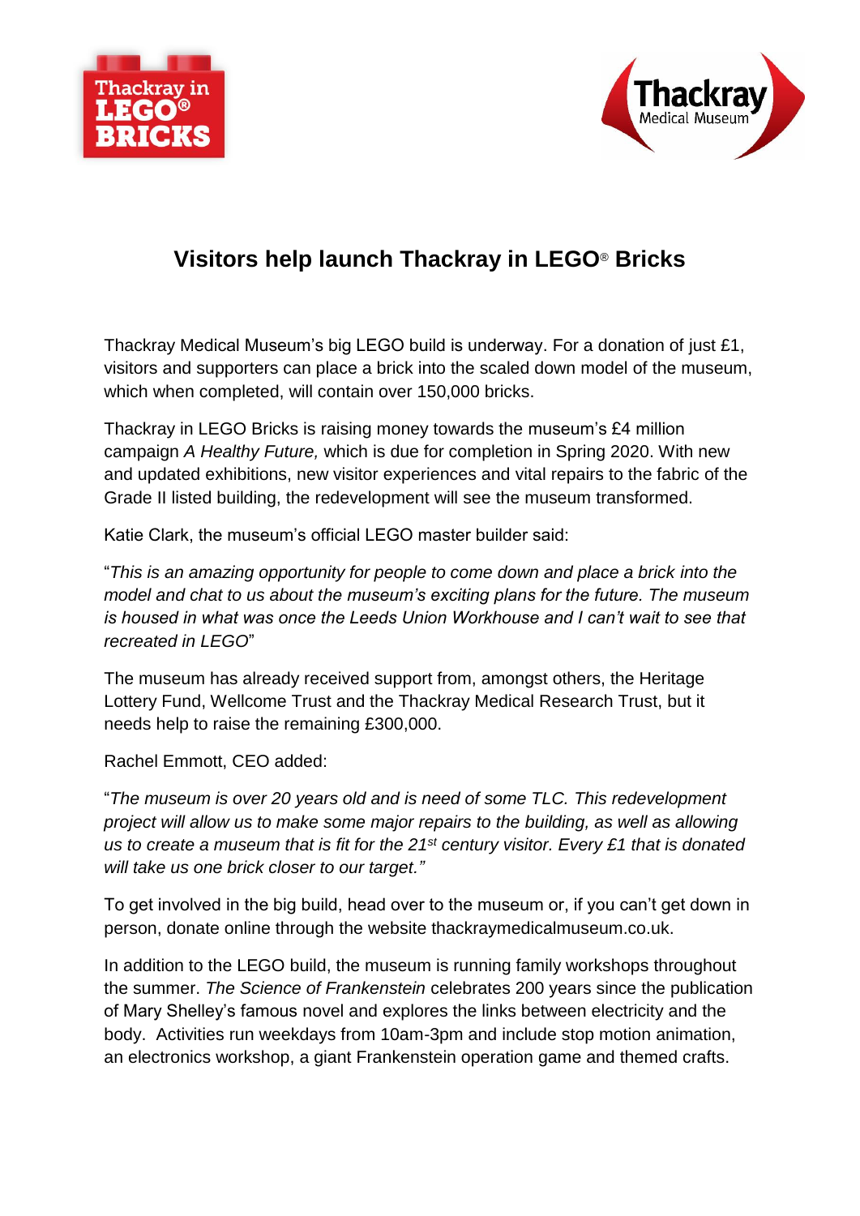# Visitors help launch Thackray in LEGO® Bricks

Thackray Medical Museum's big LEGO build is underway. For a donation of just £1, visitors and supporters can place a brick into the scaled down model of the museum, which when completed, will contain over 150,000 bricks.

Thackray in LEGO Bricks is raising money towards the museum's £4 million campaign *A Healthy Future,* which is due for completion in Spring 2020. With new and updated exhibitions, new visitor experiences and vital repairs to the fabric of the Grade II listed building, the redevelopment will see the museum transformed.

Katie Clark, the museum's official LEGO master builder said:

"*This is an amazing opportunity for people to come down and place a brick into the model and chat to us about the museum's exciting plans for the future. The museum is housed in what was once the Leeds Union Workhouse and I can't wait to see that recreated in LEGO*"

The museum has already received support from, amongst others, the Heritage Lottery Fund, Wellcome Trust and the Thackray Medical Research Trust, but it needs help to raise the remaining £300,000.

Rachel Emmott, CEO added:

"*The museum is over 20 years old and is need of some TLC. This redevelopment project will allow us to make some major repairs to the building, as well as allowing us to create a museum that is fit for the 21st century visitor. Every £1 that is donated will take us one brick closer to our target."*

To get involved in the big build, head over to the museum or, if you can't get down in person, donate online through the website thackraymedicalmuseum.co.uk.

In addition to the LEGO build, the museum is running family workshops throughout the summer. *The Science of Frankenstein* celebrates 200 years since the publication of Mary Shelley's famous novel and explores the links between electricity and the body. Activities run weekdays from 10am-3pm and include stop motion animation, an electronics workshop, a giant Frankenstein operation game and themed crafts.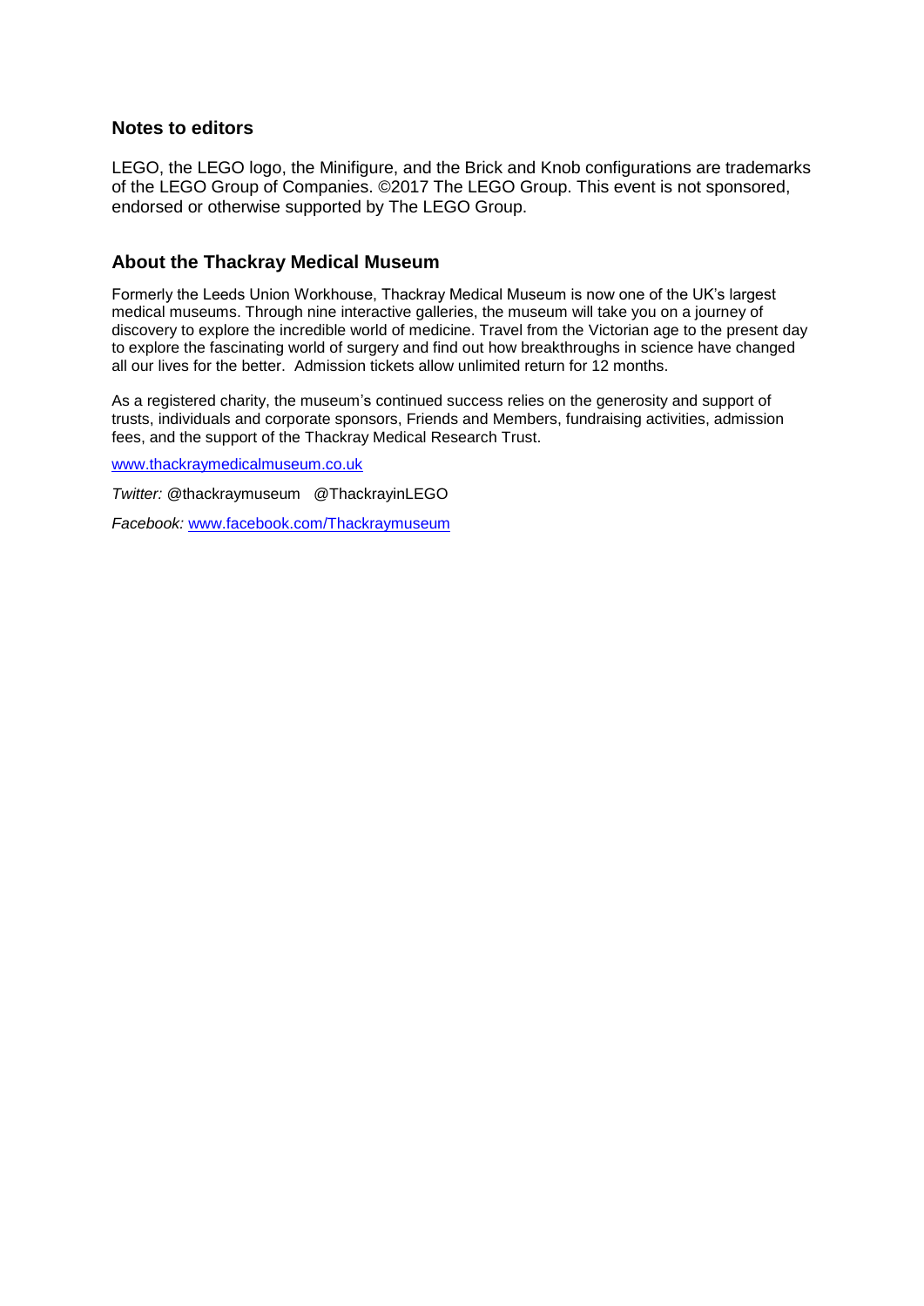## Notes to editors

LEGO, the LEGO logo, the Minifigure, and the Brick and Knob configurations are trademarks of the LEGO Group of Companies. ©2017 The LEGO Group. This event is not sponsored, endorsed or otherwise supported by The LEGO Group.

## About the Thackray Medical Museum

Formerly the Leeds Union Workhouse, Thackray Medical Museum is now one of the UK's largest medical museums. Through nine interactive galleries, the museum will take you on a journey of discovery to explore the incredible world of medicine. Travel from the Victorian age to the present day to explore the fascinating world of surgery and find out how breakthroughs in science have changed all our lives for the better. Admission tickets allow unlimited return for 12 months.

As a registered charity, the museum's continued success relies on the generosity and support of trusts, individuals and corporate sponsors, Friends and Members, fundraising activities, admission fees, and the support of the Thackray Medical Research Trust.

www.thackraymedicalmuseum.co.uk

*Twitter:* @thackraymuseum @ThackrayinLEGO

*Facebook:* www.facebook.com/Thackraymuseum